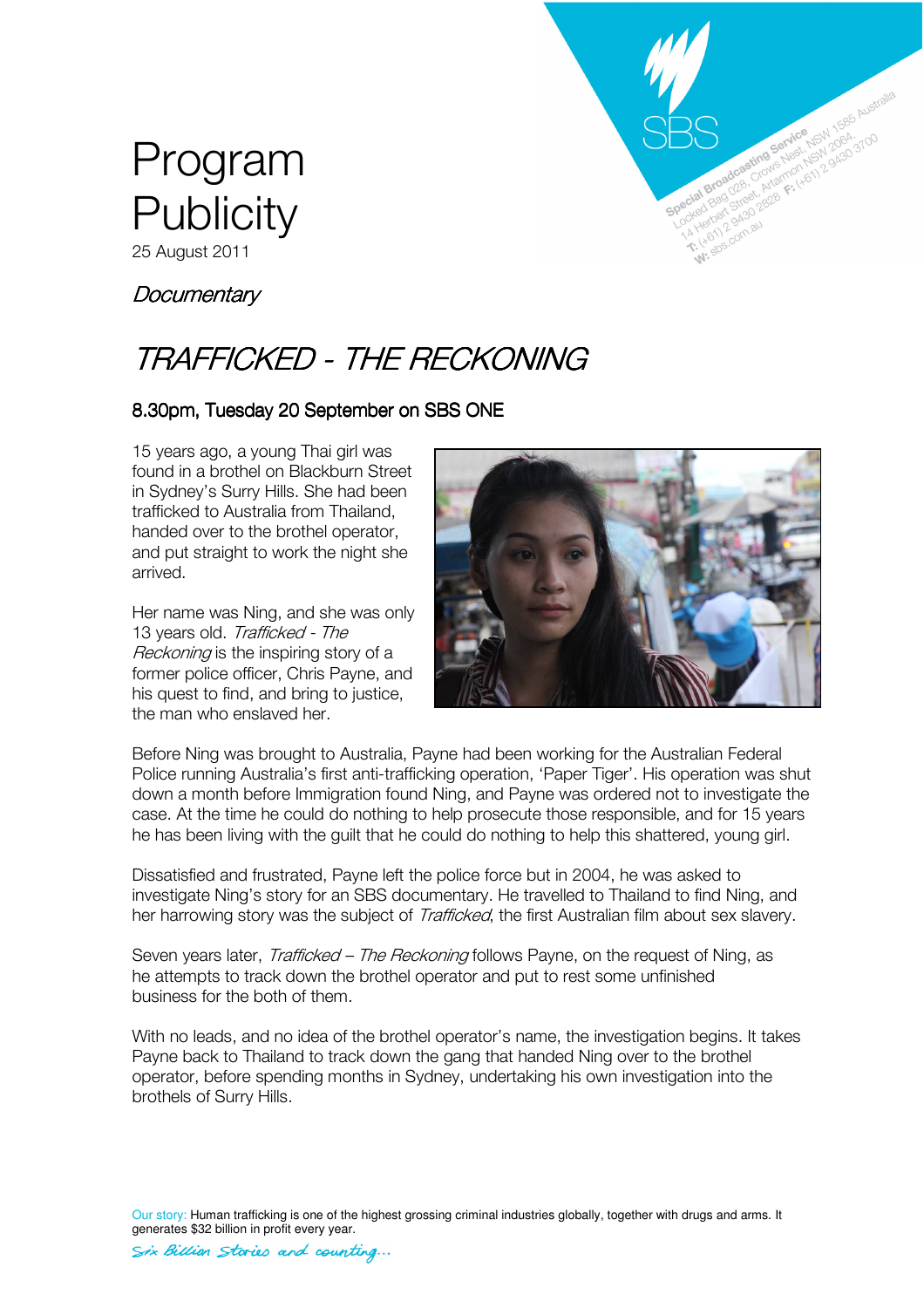# Program Publicity

25 August 2011

SBS

Special Broadcasting Service
Locked Bag 028, Crows Nest, NSW 1585 Australia
14 Herbert Street, Artarmon NSW 2064
T: (+61) 2 9430 2828 F: (+61) 2 9430 3700
W: sbs.com.au

*Documentary*

## *TRAFFICKED - THE RECKONING*

### 8.30pm, Tuesday 20 September on SBS ONE

15 years ago, a young Thai girl was found in a brothel on Blackburn Street in Sydney's Surry Hills. She had been trafficked to Australia from Thailand, handed over to the brothel operator, and put straight to work the night she arrived.

Her name was Ning, and she was only 13 years old. *Trafficked - The Reckoning* is the inspiring story of a former police officer, Chris Payne, and his quest to find, and bring to justice, the man who enslaved her.

Before Ning was brought to Australia, Payne had been working for the Australian Federal Police running Australia's first anti-trafficking operation, 'Paper Tiger'. His operation was shut down a month before Immigration found Ning, and Payne was ordered not to investigate the case. At the time he could do nothing to help prosecute those responsible, and for 15 years he has been living with the guilt that he could do nothing to help this shattered, young girl.

Dissatisfied and frustrated, Payne left the police force but in 2004, he was asked to investigate Ning's story for an SBS documentary. He travelled to Thailand to find Ning, and her harrowing story was the subject of *Trafficked*, the first Australian film about sex slavery.

Seven years later, *Trafficked – The Reckoning* follows Payne, on the request of Ning, as he attempts to track down the brothel operator and put to rest some unfinished business for the both of them.

With no leads, and no idea of the brothel operator's name, the investigation begins. It takes Payne back to Thailand to track down the gang that handed Ning over to the brothel operator, before spending months in Sydney, undertaking his own investigation into the brothels of Surry Hills.

Our story: Human trafficking is one of the highest grossing criminal industries globally, together with drugs and arms. It generates $32 billion in profit every year.

*Six Billion Stories and counting...*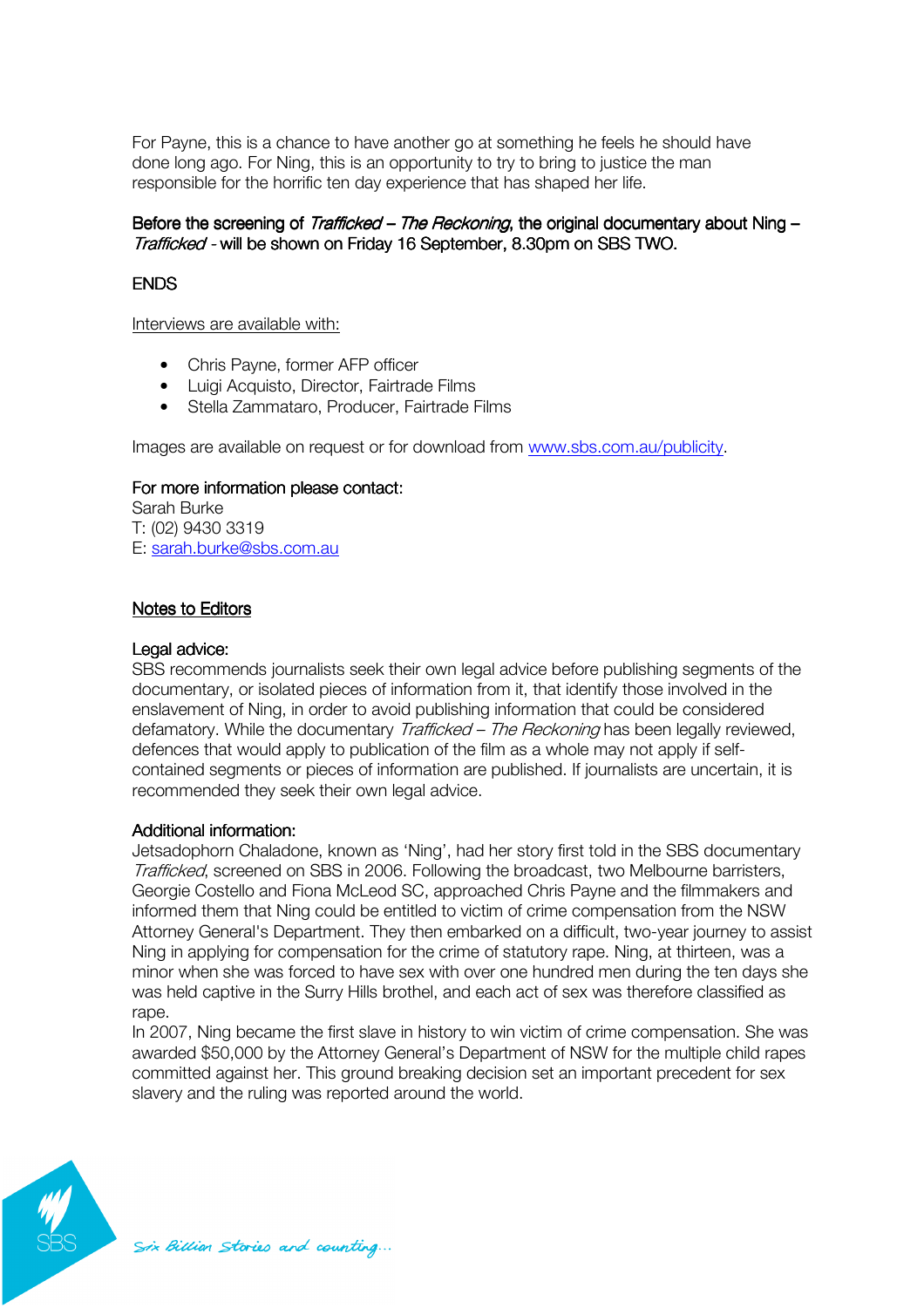For Payne, this is a chance to have another go at something he feels he should have done long ago. For Ning, this is an opportunity to try to bring to justice the man responsible for the horrific ten day experience that has shaped her life.

Before the screening of *Trafficked – The Reckoning*, the original documentary about Ning – *Trafficked* - will be shown on Friday 16 September, 8.30pm on SBS TWO.

ENDS

Interviews are available with:

- Chris Payne, former AFP officer
- Luigi Acquisto, Director, Fairtrade Films
- Stella Zammataro, Producer, Fairtrade Films

Images are available on request or for download from www.sbs.com.au/publicity.

For more information please contact:
Sarah Burke
T: (02) 9430 3319
E: sarah.burke@sbs.com.au

## Notes to Editors

**Legal advice:**
SBS recommends journalists seek their own legal advice before publishing segments of the documentary, or isolated pieces of information from it, that identify those involved in the enslavement of Ning, in order to avoid publishing information that could be considered defamatory. While the documentary *Trafficked – The Reckoning* has been legally reviewed, defences that would apply to publication of the film as a whole may not apply if self-contained segments or pieces of information are published. If journalists are uncertain, it is recommended they seek their own legal advice.

**Additional information:**
Jetsadophorn Chaladone, known as 'Ning', had her story first told in the SBS documentary *Trafficked*, screened on SBS in 2006. Following the broadcast, two Melbourne barristers, Georgie Costello and Fiona McLeod SC, approached Chris Payne and the filmmakers and informed them that Ning could be entitled to victim of crime compensation from the NSW Attorney General's Department. They then embarked on a difficult, two-year journey to assist Ning in applying for compensation for the crime of statutory rape. Ning, at thirteen, was a minor when she was forced to have sex with over one hundred men during the ten days she was held captive in the Surry Hills brothel, and each act of sex was therefore classified as rape.
In 2007, Ning became the first slave in history to win victim of crime compensation. She was awarded $50,000 by the Attorney General's Department of NSW for the multiple child rapes committed against her. This ground breaking decision set an important precedent for sex slavery and the ruling was reported around the world.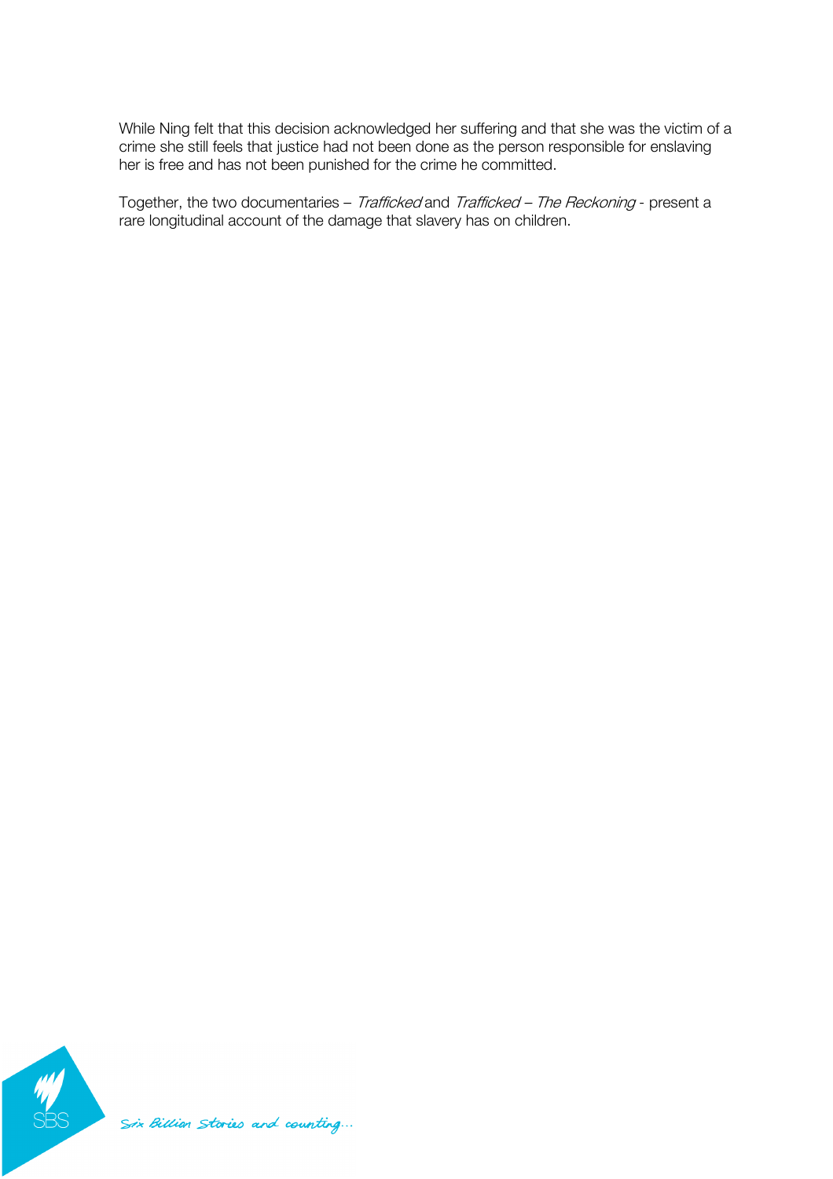While Ning felt that this decision acknowledged her suffering and that she was the victim of a crime she still feels that justice had not been done as the person responsible for enslaving her is free and has not been punished for the crime he committed.

Together, the two documentaries – *Trafficked* and *Trafficked – The Reckoning* - present a rare longitudinal account of the damage that slavery has on children.